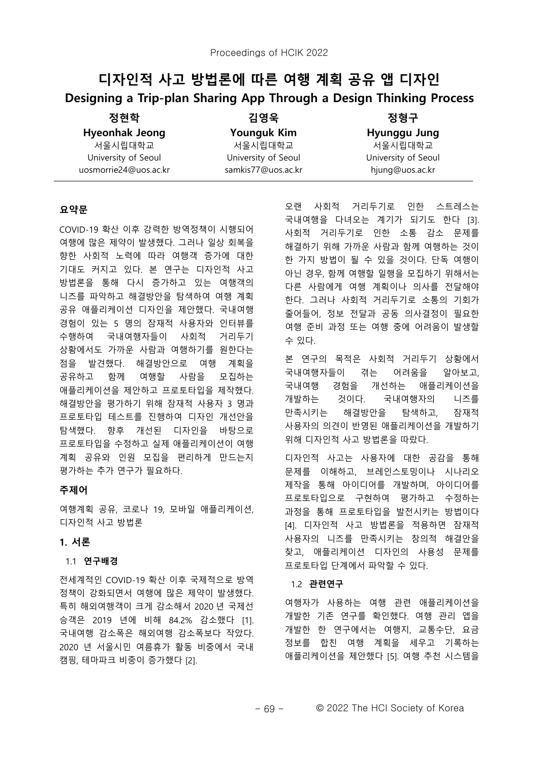# 디자인적 사고 방법론에 따른 여행 계획 공유 앱 디자인

# Designing a Trip-plan Sharing App Through a Design Thinking Process

| **정현학** | **김영욱** | **정형구** |
|---|---|---|
| **Hyeonhak Jeong** | **Younguk Kim** | **Hyunggu Jung** |
| 서울시립대학교 | 서울시립대학교 | 서울시립대학교 |
| University of Seoul | University of Seoul | University of Seoul |
| uosmorrie24@uos.ac.kr | samkis77@uos.ac.kr | hjung@uos.ac.kr |

## 요약문

COVID-19 확산 이후 강력한 방역정책이 시행되어 여행에 많은 제약이 발생했다. 그러나 일상 회복을 향한 사회적 노력에 따라 여행객 증가에 대한 기대도 커지고 있다. 본 연구는 디자인적 사고 방법론을 통해 다시 증가하고 있는 여행객의 니즈를 파악하고 해결방안을 탐색하여 여행 계획 공유 애플리케이션 디자인을 제안했다. 국내여행 경험이 있는 5 명의 잠재적 사용자와 인터뷰를 수행하여 국내여행자들이 사회적 거리두기 상황에서도 가까운 사람과 여행하기를 원한다는 점을 발견했다. 해결방안으로 여행 계획을 공유하고 함께 여행할 사람을 모집하는 애플리케이션을 제안하고 프로토타입을 제작했다. 해결방안을 평가하기 위해 잠재적 사용자 3 명과 프로토타입 테스트를 진행하여 디자인 개선안을 탐색했다. 향후 개선된 디자인을 바탕으로 프로토타입을 수정하고 실제 애플리케이션이 여행 계획 공유와 인원 모집을 편리하게 만드는지 평가하는 추가 연구가 필요하다.

## 주제어

여행계획 공유, 코로나 19, 모바일 애플리케이션, 디자인적 사고 방법론

## 1. 서론

### 1.1 연구배경

전세계적인 COVID-19 확산 이후 국제적으로 방역 정책이 강화되면서 여행에 많은 제약이 발생했다. 특히 해외여행객이 크게 감소해서 2020 년 국제선 승객은 2019 년에 비해 84.2% 감소했다 [1]. 국내여행 감소폭은 해외여행 감소폭보다 작았다. 2020 년 서울시민 여름휴가 활동 비중에서 국내 캠핑, 테마파크 비중이 증가했다 [2]. 오랜 사회적 거리두기로 인한 스트레스는 국내여행을 다녀오는 계기가 되기도 한다 [3]. 사회적 거리두기로 인한 소통 감소 문제를 해결하기 위해 가까운 사람과 함께 여행하는 것이 한 가지 방법이 될 수 있을 것이다. 단독 여행이 아닌 경우, 함께 여행할 일행을 모집하기 위해서는 다른 사람에게 여행 계획이나 의사를 전달해야 한다. 그러나 사회적 거리두기로 소통의 기회가 줄어들어, 정보 전달과 공동 의사결정이 필요한 여행 준비 과정 또는 여행 중에 어려움이 발생할 수 있다.

본 연구의 목적은 사회적 거리두기 상황에서 국내여행자들이 겪는 어려움을 알아보고, 국내여행 경험을 개선하는 애플리케이션을 개발하는 것이다. 국내여행자의 니즈를 만족시키는 해결방안을 탐색하고, 잠재적 사용자의 의견이 반영된 애플리케이션을 개발하기 위해 디자인적 사고 방법론을 따랐다.

디자인적 사고는 사용자에 대한 공감을 통해 문제를 이해하고, 브레인스토밍이나 시나리오 제작을 통해 아이디어를 개발하며, 아이디어를 프로토타입으로 구현하여 평가하고 수정하는 과정을 통해 프로토타입을 발전시키는 방법이다 [4]. 디자인적 사고 방법론을 적용하면 잠재적 사용자의 니즈를 만족시키는 창의적 해결안을 찾고, 애플리케이션 디자인의 사용성 문제를 프로토타입 단계에서 파악할 수 있다.

### 1.2 관련연구

여행자가 사용하는 여행 관련 애플리케이션을 개발한 기존 연구를 확인했다. 여행 관리 앱을 개발한 한 연구에서는 여행지, 교통수단, 요금 정보를 합친 여행 계획을 세우고 기록하는 애플리케이션을 제안했다 [5]. 여행 추천 시스템을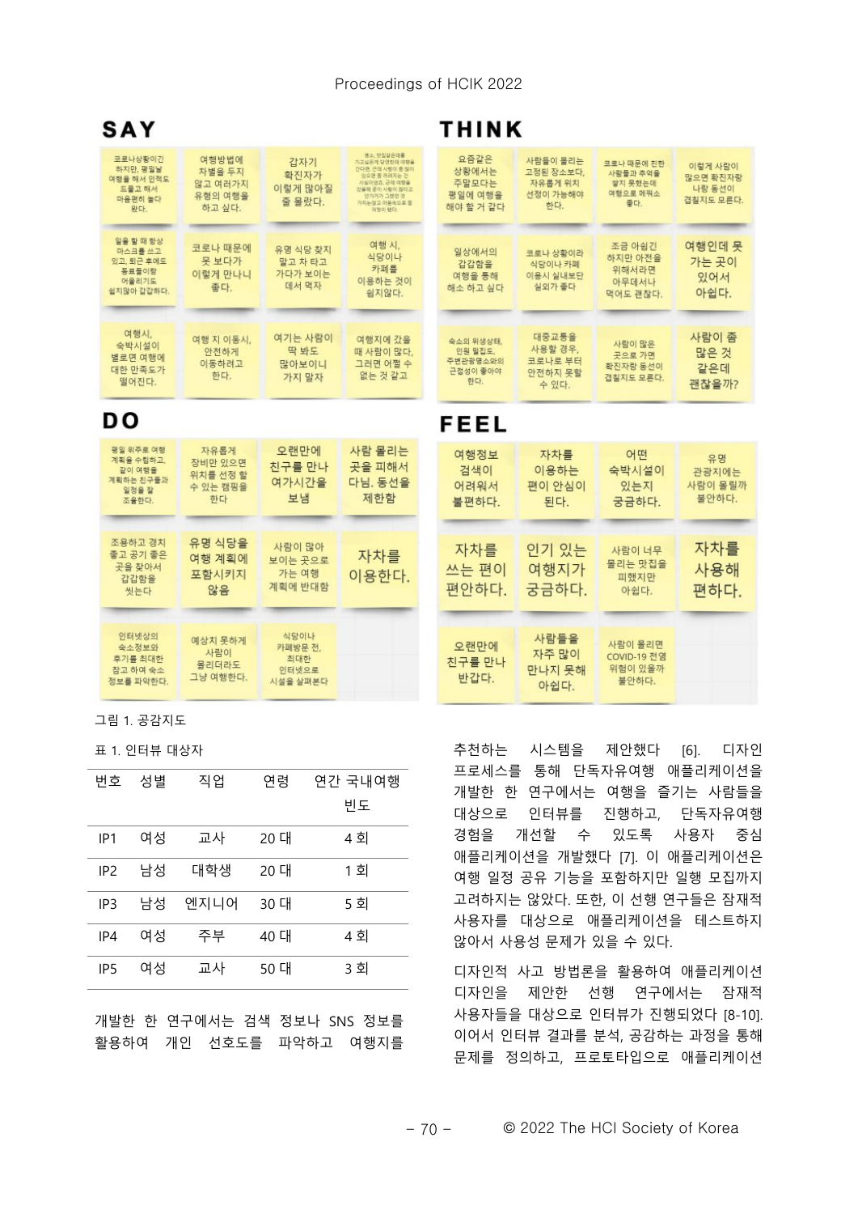그림 1. 공감지도

표 1. 인터뷰 대상자

| 번호 | 성별 | 직업 | 연령 | 연간 국내여행 빈도 |
|---|---|---|---|---|
| IP1 | 여성 | 교사 | 20 대 | 4 회 |
| IP2 | 남성 | 대학생 | 20 대 | 1 회 |
| IP3 | 남성 | 엔지니어 | 30 대 | 5 회 |
| IP4 | 여성 | 주부 | 40 대 | 4 회 |
| IP5 | 여성 | 교사 | 50 대 | 3 회 |

개발한 한 연구에서는 검색 정보나 SNS 정보를 활용하여 개인 선호도를 파악하고 여행지를 추천하는 시스템을 제안했다 [6]. 디자인 프로세스를 통해 단독자유여행 애플리케이션을 개발한 한 연구에서는 여행을 즐기는 사람들을 대상으로 인터뷰를 진행하고, 단독자유여행 경험을 개선할 수 있도록 사용자 중심 애플리케이션을 개발했다 [7]. 이 애플리케이션은 여행 일정 공유 기능을 포함하지만 일행 모집까지 고려하지는 않았다. 또한, 이 선행 연구들은 잠재적 사용자를 대상으로 애플리케이션을 테스트하지 않아서 사용성 문제가 있을 수 있다.

디자인적 사고 방법론을 활용하여 애플리케이션 디자인을 제안한 선행 연구에서는 잠재적 사용자들을 대상으로 인터뷰가 진행되었다 [8-10]. 이어서 인터뷰 결과를 분석, 공감하는 과정을 통해 문제를 정의하고, 프로토타입으로 애플리케이션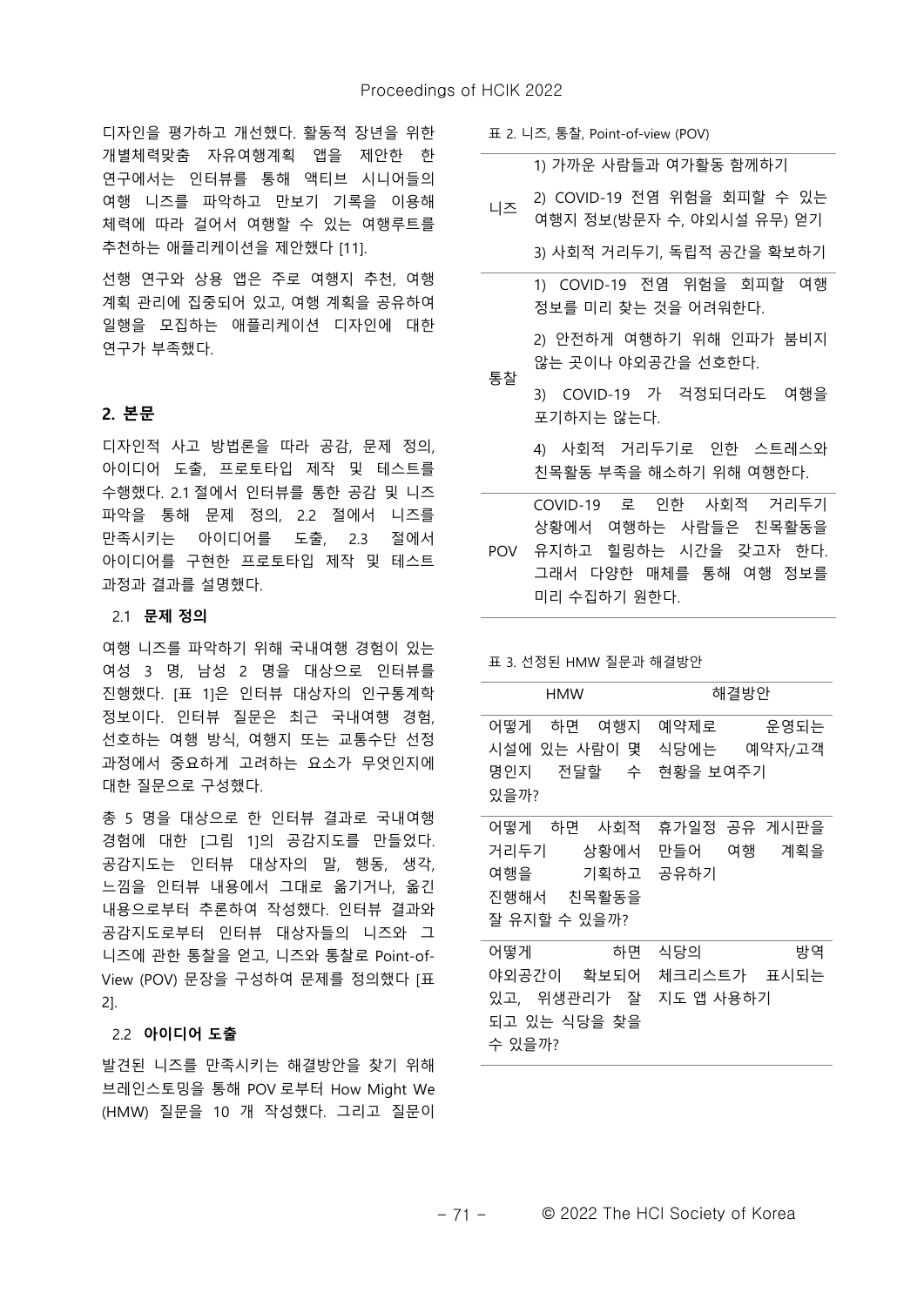디자인을 평가하고 개선했다. 활동적 장년을 위한 개별체력맞춤 자유여행계획 앱을 제안한 한 연구에서는 인터뷰를 통해 액티브 시니어들의 여행 니즈를 파악하고 만보기 기록을 이용해 체력에 따라 걸어서 여행할 수 있는 여행루트를 추천하는 애플리케이션을 제안했다 [11].

선행 연구와 상용 앱은 주로 여행지 추천, 여행 계획 관리에 집중되어 있고, 여행 계획을 공유하여 일행을 모집하는 애플리케이션 디자인에 대한 연구가 부족했다.

## 2. 본문

디자인적 사고 방법론을 따라 공감, 문제 정의, 아이디어 도출, 프로토타입 제작 및 테스트를 수행했다. 2.1 절에서 인터뷰를 통한 공감 및 니즈 파악을 통해 문제 정의, 2.2 절에서 니즈를 만족시키는 아이디어를 도출, 2.3 절에서 아이디어를 구현한 프로토타입 제작 및 테스트 과정과 결과를 설명했다.

### 2.1 **문제 정의**

여행 니즈를 파악하기 위해 국내여행 경험이 있는 여성 3 명, 남성 2 명을 대상으로 인터뷰를 진행했다. [표 1]은 인터뷰 대상자의 인구통계학 정보이다. 인터뷰 질문은 최근 국내여행 경험, 선호하는 여행 방식, 여행지 또는 교통수단 선정 과정에서 중요하게 고려하는 요소가 무엇인지에 대한 질문으로 구성했다.

총 5 명을 대상으로 한 인터뷰 결과로 국내여행 경험에 대한 [그림 1]의 공감지도를 만들었다. 공감지도는 인터뷰 대상자의 말, 행동, 생각, 느낌을 인터뷰 내용에서 그대로 옮기거나, 옮긴 내용으로부터 추론하여 작성했다. 인터뷰 결과와 공감지도로부터 인터뷰 대상자들의 니즈와 그 니즈에 관한 통찰을 얻고, 니즈와 통찰로 Point-of-View (POV) 문장을 구성하여 문제를 정의했다 [표 2].

### 2.2 **아이디어 도출**

발견된 니즈를 만족시키는 해결방안을 찾기 위해 브레인스토밍을 통해 POV 로부터 How Might We (HMW) 질문을 10 개 작성했다. 그리고 질문이

표 2. 니즈, 통찰, Point-of-view (POV)

| 구분 | 내용 |
|---|---|
| 니즈 | 1) 가까운 사람들과 여가활동 함께하기<br>2) COVID-19 전염 위험을 회피할 수 있는 여행지 정보(방문자 수, 야외시설 유무) 얻기<br>3) 사회적 거리두기, 독립적 공간을 확보하기 |
| 통찰 | 1) COVID-19 전염 위험을 회피할 여행 정보를 미리 찾는 것을 어려워한다.<br>2) 안전하게 여행하기 위해 인파가 붐비지 않는 곳이나 야외공간을 선호한다.<br>3) COVID-19 가 걱정되더라도 여행을 포기하지는 않는다.<br>4) 사회적 거리두기로 인한 스트레스와 친목활동 부족을 해소하기 위해 여행한다. |
| POV | COVID-19 로 인한 사회적 거리두기 상황에서 여행하는 사람들은 친목활동을 유지하고 힐링하는 시간을 갖고자 한다. 그래서 다양한 매체를 통해 여행 정보를 미리 수집하기 원한다. |

표 3. 선정된 HMW 질문과 해결방안

| HMW | 해결방안 |
|---|---|
| 어떻게 하면 여행지 시설에 있는 사람이 몇 명인지 전달할 수 있을까? | 예약제로 운영되는 식당에는 예약자/고객 현황을 보여주기 |
| 어떻게 하면 사회적 거리두기 상황에서 여행을 기획하고 진행해서 친목활동을 잘 유지할 수 있을까? | 휴가일정 공유 게시판을 만들어 여행 계획을 공유하기 |
| 어떻게 하면 야외공간이 확보되어 있고, 위생관리가 잘 되고 있는 식당을 찾을 수 있을까? | 식당의 방역 체크리스트가 표시되는 지도 앱 사용하기 |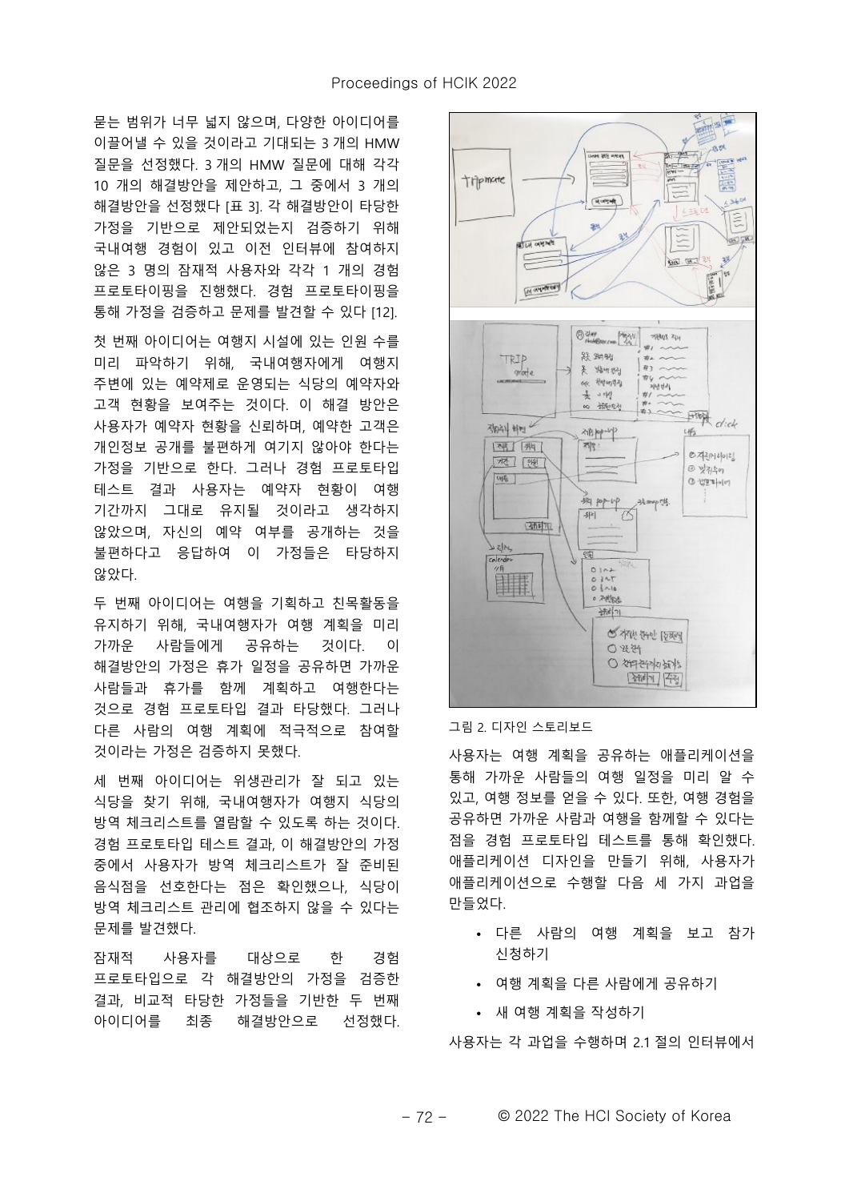묻는 범위가 너무 넓지 않으며, 다양한 아이디어를 이끌어낼 수 있을 것이라고 기대되는 3 개의 HMW 질문을 선정했다. 3 개의 HMW 질문에 대해 각각 10 개의 해결방안을 제안하고, 그 중에서 3 개의 해결방안을 선정했다 [표 3]. 각 해결방안이 타당한 가정을 기반으로 제안되었는지 검증하기 위해 국내여행 경험이 있고 이전 인터뷰에 참여하지 않은 3 명의 잠재적 사용자와 각각 1 개의 경험 프로토타이핑을 진행했다. 경험 프로토타이핑을 통해 가정을 검증하고 문제를 발견할 수 있다 [12].

첫 번째 아이디어는 여행지 시설에 있는 인원 수를 미리 파악하기 위해, 국내여행자에게 여행지 주변에 있는 예약제로 운영되는 식당의 예약자와 고객 현황을 보여주는 것이다. 이 해결 방안은 사용자가 예약자 현황을 신뢰하며, 예약한 고객은 개인정보 공개를 불편하게 여기지 않아야 한다는 가정을 기반으로 한다. 그러나 경험 프로토타입 테스트 결과 사용자는 예약자 현황이 여행 기간까지 그대로 유지될 것이라고 생각하지 않았으며, 자신의 예약 여부를 공개하는 것을 불편하다고 응답하여 이 가정들은 타당하지 않았다.

두 번째 아이디어는 여행을 기획하고 친목활동을 유지하기 위해, 국내여행자가 여행 계획을 미리 가까운 사람들에게 공유하는 것이다. 이 해결방안의 가정은 휴가 일정을 공유하면 가까운 사람들과 휴가를 함께 계획하고 여행한다는 것으로 경험 프로토타입 결과 타당했다. 그러나 다른 사람의 여행 계획에 적극적으로 참여할 것이라는 가정은 검증하지 못했다.

세 번째 아이디어는 위생관리가 잘 되고 있는 식당을 찾기 위해, 국내여행자가 여행지 식당의 방역 체크리스트를 열람할 수 있도록 하는 것이다. 경험 프로토타입 테스트 결과, 이 해결방안의 가정 중에서 사용자가 방역 체크리스트가 잘 준비된 음식점을 선호한다는 점은 확인했으나, 식당이 방역 체크리스트 관리에 협조하지 않을 수 있다는 문제를 발견했다.

잠재적 사용자를 대상으로 한 경험 프로토타입으로 각 해결방안의 가정을 검증한 결과, 비교적 타당한 가정들을 기반한 두 번째 아이디어를 최종 해결방안으로 선정했다.

그림 2. 디자인 스토리보드

사용자는 여행 계획을 공유하는 애플리케이션을 통해 가까운 사람들의 여행 일정을 미리 알 수 있고, 여행 정보를 얻을 수 있다. 또한, 여행 경험을 공유하면 가까운 사람과 여행을 함께할 수 있다는 점을 경험 프로토타입 테스트를 통해 확인했다. 애플리케이션 디자인을 만들기 위해, 사용자가 애플리케이션으로 수행할 다음 세 가지 과업을 만들었다.

- 다른 사람의 여행 계획을 보고 참가 신청하기
- 여행 계획을 다른 사람에게 공유하기
- 새 여행 계획을 작성하기

사용자는 각 과업을 수행하며 2.1 절의 인터뷰에서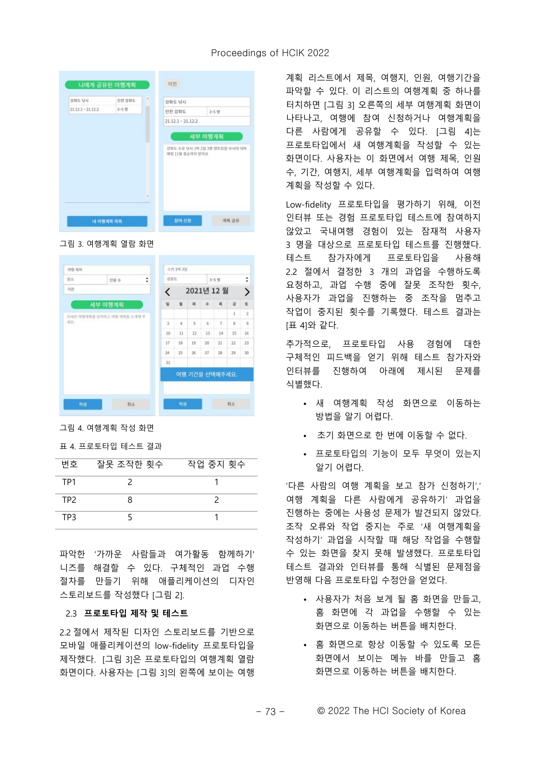그림 3. 여행계획 열람 화면

그림 4. 여행계획 작성 화면

표 4. 프로토타입 테스트 결과

| 번호 | 잘못 조작한 횟수 | 작업 중지 횟수 |
|---|---|---|
| TP1 | 2 | 1 |
| TP2 | 8 | 2 |
| TP3 | 5 | 1 |

파악한 '가까운 사람들과 여가활동 함께하기' 니즈를 해결할 수 있다. 구체적인 과업 수행 절차를 만들기 위해 애플리케이션의 디자인 스토리보드를 작성했다 [그림 2].

### 2.3 프로토타입 제작 및 테스트

2.2 절에서 제작된 디자인 스토리보드를 기반으로 모바일 애플리케이션의 low-fidelity 프로토타입을 제작했다. [그림 3]은 프로토타입의 여행계획 열람 화면이다. 사용자는 [그림 3]의 왼쪽에 보이는 여행 계획 리스트에서 제목, 여행지, 인원, 여행기간을 파악할 수 있다. 이 리스트의 여행계획 중 하나를 터치하면 [그림 3] 오른쪽의 세부 여행계획 화면이 나타나고, 여행에 참여 신청하거나 여행계획을 다른 사람에게 공유할 수 있다. [그림 4]는 프로토타입에서 새 여행계획을 작성할 수 있는 화면이다. 사용자는 이 화면에서 여행 제목, 인원 수, 기간, 여행지, 세부 여행계획을 입력하여 여행 계획을 작성할 수 있다.

Low-fidelity 프로토타입을 평가하기 위해, 이전 인터뷰 또는 경험 프로토타입 테스트에 참여하지 않았고 국내여행 경험이 있는 잠재적 사용자 3 명을 대상으로 프로토타입 테스트를 진행했다. 테스트 참가자에게 프로토타입을 사용해 2.2 절에서 결정한 3 개의 과업을 수행하도록 요청하고, 과업 수행 중에 잘못 조작한 횟수, 사용자가 과업을 진행하는 중 조작을 멈추고 작업이 중지된 횟수를 기록했다. 테스트 결과는 [표 4]와 같다.

추가적으로, 프로토타입 사용 경험에 대한 구체적인 피드백을 얻기 위해 테스트 참가자와 인터뷰를 진행하여 아래에 제시된 문제를 식별했다.

- 새 여행계획 작성 화면으로 이동하는 방법을 알기 어렵다.
- 초기 화면으로 한 번에 이동할 수 없다.
- 프로토타입의 기능이 모두 무엇이 있는지 알기 어렵다.

'다른 사람의 여행 계획을 보고 참가 신청하기',' 여행 계획을 다른 사람에게 공유하기' 과업을 진행하는 중에는 사용성 문제가 발견되지 않았다. 조작 오류와 작업 중지는 주로 '새 여행계획을 작성하기' 과업을 시작할 때 해당 작업을 수행할 수 있는 화면을 찾지 못해 발생했다. 프로토타입 테스트 결과와 인터뷰를 통해 식별된 문제점을 반영해 다음 프로토타입 수정안을 얻었다.

- 사용자가 처음 보게 될 홈 화면을 만들고, 홈 화면에 각 과업을 수행할 수 있는 화면으로 이동하는 버튼을 배치한다.
- 홈 화면으로 항상 이동할 수 있도록 모든 화면에서 보이는 메뉴 바를 만들고 홈 화면으로 이동하는 버튼을 배치한다.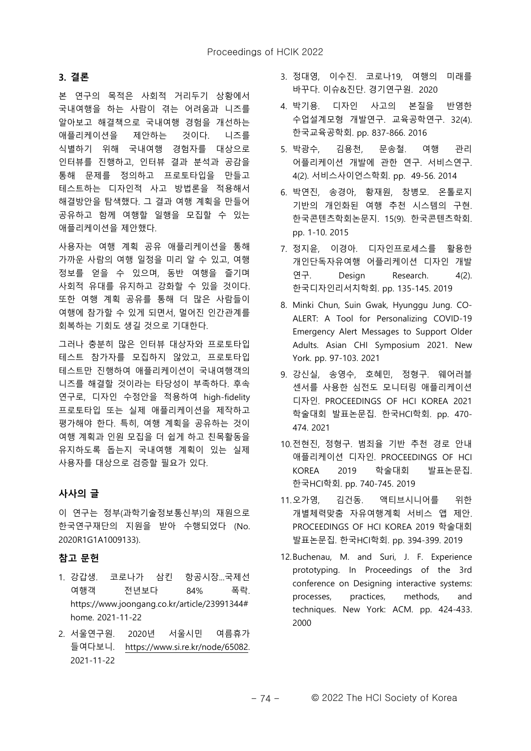## 3. 결론

본 연구의 목적은 사회적 거리두기 상황에서 국내여행을 하는 사람이 겪는 어려움과 니즈를 알아보고 해결책으로 국내여행 경험을 개선하는 애플리케이션을 제안하는 것이다. 니즈를 식별하기 위해 국내여행 경험자를 대상으로 인터뷰를 진행하고, 인터뷰 결과 분석과 공감을 통해 문제를 정의하고 프로토타입을 만들고 테스트하는 디자인적 사고 방법론을 적용해서 해결방안을 탐색했다. 그 결과 여행 계획을 만들어 공유하고 함께 여행할 일행을 모집할 수 있는 애플리케이션을 제안했다.

사용자는 여행 계획 공유 애플리케이션을 통해 가까운 사람의 여행 일정을 미리 알 수 있고, 여행 정보를 얻을 수 있으며, 동반 여행을 즐기며 사회적 유대를 유지하고 강화할 수 있을 것이다. 또한 여행 계획 공유를 통해 더 많은 사람들이 여행에 참가할 수 있게 되면서, 멀어진 인간관계를 회복하는 기회도 생길 것으로 기대한다.

그러나 충분히 많은 인터뷰 대상자와 프로토타입 테스트 참가자를 모집하지 않았고, 프로토타입 테스트만 진행하여 애플리케이션이 국내여행객의 니즈를 해결할 것이라는 타당성이 부족하다. 후속 연구로, 디자인 수정안을 적용하여 high-fidelity 프로토타입 또는 실제 애플리케이션을 제작하고 평가해야 한다. 특히, 여행 계획을 공유하는 것이 여행 계획과 인원 모집을 더 쉽게 하고 친목활동을 유지하도록 돕는지 국내여행 계획이 있는 실제 사용자를 대상으로 검증할 필요가 있다.

## 사사의 글

이 연구는 정부(과학기술정보통신부)의 재원으로 한국연구재단의 지원을 받아 수행되었다 (No. 2020R1G1A1009133).

## 참고 문헌

1. 강갑생. 코로나가 삼킨 항공시장...국제선 여행객 전년보다 84% 폭락. https://www.joongang.co.kr/article/23991344#home. 2021-11-22
2. 서울연구원. 2020년 서울시민 여름휴가 들여다보니. https://www.si.re.kr/node/65082. 2021-11-22
3. 정대영, 이수진. 코로나19, 여행의 미래를 바꾸다. 이슈&진단. 경기연구원. 2020
4. 박기용. 디자인 사고의 본질을 반영한 수업설계모형 개발연구. 교육공학연구. 32(4). 한국교육공학회. pp. 837-866. 2016
5. 박광수, 김용천, 문송철. 여행 관리 어플리케이션 개발에 관한 연구. 서비스연구. 4(2). 서비스사이언스학회. pp. 49-56. 2014
6. 박연진, 송경아, 황재원, 창병모. 온톨로지 기반의 개인화된 여행 추천 시스템의 구현. 한국콘텐츠학회논문지. 15(9). 한국콘텐츠학회. pp. 1-10. 2015
7. 정지윤, 이경아. 디자인프로세스를 활용한 개인단독자유여행 어플리케이션 디자인 개발 연구. Design Research. 4(2). 한국디자인리서치학회. pp. 135-145. 2019
8. Minki Chun, Suin Gwak, Hyunggu Jung. CO-ALERT: A Tool for Personalizing COVID-19 Emergency Alert Messages to Support Older Adults. Asian CHI Symposium 2021. New York. pp. 97-103. 2021
9. 강신실, 송영수, 호혜민, 정형구. 웨어러블 센서를 사용한 심전도 모니터링 애플리케이션 디자인. PROCEEDINGS OF HCI KOREA 2021 학술대회 발표논문집. 한국HCI학회. pp. 470-474. 2021
10. 전현진, 정형구. 범죄율 기반 추천 경로 안내 애플리케이션 디자인. PROCEEDINGS OF HCI KOREA 2019 학술대회 발표논문집. 한국HCI학회. pp. 740-745. 2019
11. 오가영, 김건동. 액티브시니어를 위한 개별체력맞춤 자유여행계획 서비스 앱 제안. PROCEEDINGS OF HCI KOREA 2019 학술대회 발표논문집. 한국HCI학회. pp. 394-399. 2019
12. Buchenau, M. and Suri, J. F. Experience prototyping. In Proceedings of the 3rd conference on Designing interactive systems: processes, practices, methods, and techniques. New York: ACM. pp. 424-433. 2000